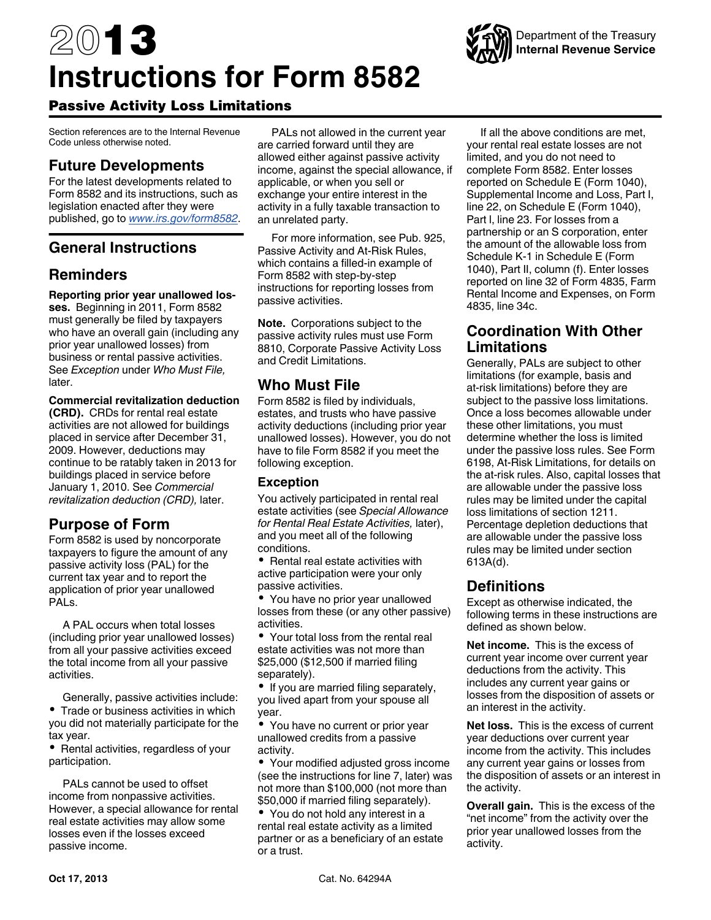# 2013 Instructions for Form 8582

## Passive Activity Loss Limitations

Department of the Treasury
**Internal Revenue Service**

Section references are to the Internal Revenue Code unless otherwise noted.

## Future Developments

For the latest developments related to Form 8582 and its instructions, such as legislation enacted after they were published, go to *www.irs.gov/form8582*.

## General Instructions

## Reminders

**Reporting prior year unallowed losses.** Beginning in 2011, Form 8582 must generally be filed by taxpayers who have an overall gain (including any prior year unallowed losses) from business or rental passive activities. See *Exception* under *Who Must File,* later.

**Commercial revitalization deduction (CRD).** CRDs for rental real estate activities are not allowed for buildings placed in service after December 31, 2009. However, deductions may continue to be ratably taken in 2013 for buildings placed in service before January 1, 2010. See *Commercial revitalization deduction (CRD),* later.

## Purpose of Form

Form 8582 is used by noncorporate taxpayers to figure the amount of any passive activity loss (PAL) for the current tax year and to report the application of prior year unallowed PALs.

A PAL occurs when total losses (including prior year unallowed losses) from all your passive activities exceed the total income from all your passive activities.

Generally, passive activities include:

- Trade or business activities in which you did not materially participate for the tax year.
- Rental activities, regardless of your participation.

PALs cannot be used to offset income from nonpassive activities. However, a special allowance for rental real estate activities may allow some losses even if the losses exceed passive income.

PALs not allowed in the current year are carried forward until they are allowed either against passive activity income, against the special allowance, if applicable, or when you sell or exchange your entire interest in the activity in a fully taxable transaction to an unrelated party.

For more information, see Pub. 925, Passive Activity and At-Risk Rules, which contains a filled-in example of Form 8582 with step-by-step instructions for reporting losses from passive activities.

**Note.** Corporations subject to the passive activity rules must use Form 8810, Corporate Passive Activity Loss and Credit Limitations.

## Who Must File

Form 8582 is filed by individuals, estates, and trusts who have passive activity deductions (including prior year unallowed losses). However, you do not have to file Form 8582 if you meet the following exception.

### Exception

You actively participated in rental real estate activities (see *Special Allowance for Rental Real Estate Activities,* later), and you meet all of the following conditions.

- Rental real estate activities with active participation were your only passive activities.
- You have no prior year unallowed losses from these (or any other passive) activities.
- Your total loss from the rental real estate activities was not more than $25,000 ($12,500 if married filing separately).
- If you are married filing separately, you lived apart from your spouse all year.
- You have no current or prior year unallowed credits from a passive activity.
- Your modified adjusted gross income (see the instructions for line 7, later) was not more than $100,000 (not more than $50,000 if married filing separately).
- You do not hold any interest in a rental real estate activity as a limited partner or as a beneficiary of an estate or a trust.

If all the above conditions are met, your rental real estate losses are not limited, and you do not need to complete Form 8582. Enter losses reported on Schedule E (Form 1040), Supplemental Income and Loss, Part I, line 22, on Schedule E (Form 1040), Part I, line 23. For losses from a partnership or an S corporation, enter the amount of the allowable loss from Schedule K-1 in Schedule E (Form 1040), Part II, column (f). Enter losses reported on line 32 of Form 4835, Farm Rental Income and Expenses, on Form 4835, line 34c.

## Coordination With Other Limitations

Generally, PALs are subject to other limitations (for example, basis and at-risk limitations) before they are subject to the passive loss limitations. Once a loss becomes allowable under these other limitations, you must determine whether the loss is limited under the passive loss rules. See Form 6198, At-Risk Limitations, for details on the at-risk rules. Also, capital losses that are allowable under the passive loss rules may be limited under the capital loss limitations of section 1211. Percentage depletion deductions that are allowable under the passive loss rules may be limited under section 613A(d).

## Definitions

Except as otherwise indicated, the following terms in these instructions are defined as shown below.

**Net income.** This is the excess of current year income over current year deductions from the activity. This includes any current year gains or losses from the disposition of assets or an interest in the activity.

**Net loss.** This is the excess of current year deductions over current year income from the activity. This includes any current year gains or losses from the disposition of assets or an interest in the activity.

**Overall gain.** This is the excess of the "net income" from the activity over the prior year unallowed losses from the activity.

Oct 17, 2013 Cat. No. 64294A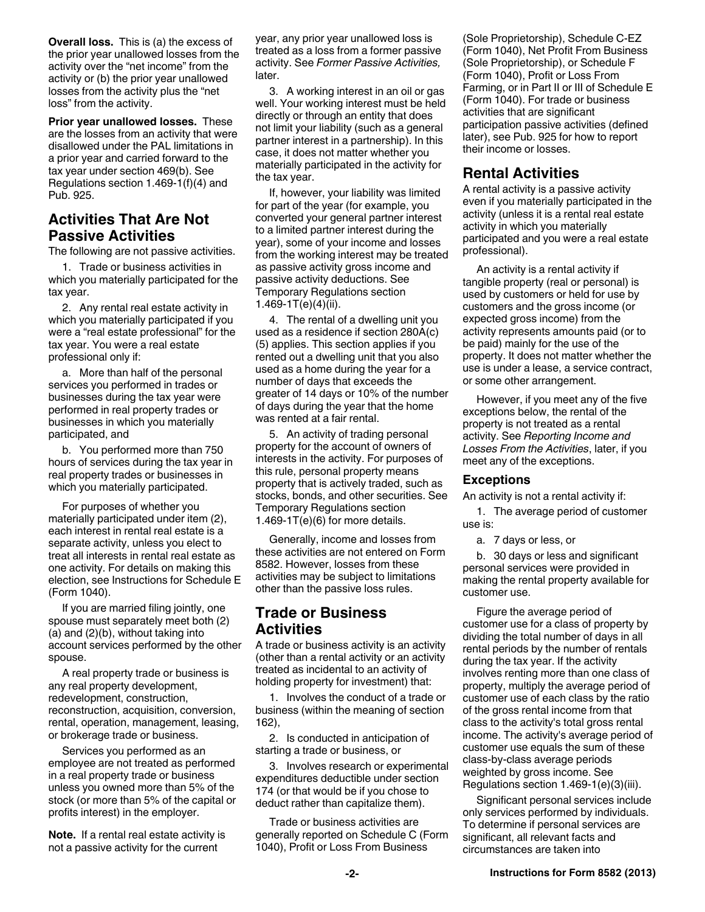**Overall loss.** This is (a) the excess of the prior year unallowed losses from the activity over the "net income" from the activity or (b) the prior year unallowed losses from the activity plus the "net loss" from the activity.

**Prior year unallowed losses.** These are the losses from an activity that were disallowed under the PAL limitations in a prior year and carried forward to the tax year under section 469(b). See Regulations section 1.469-1(f)(4) and Pub. 925.

## Activities That Are Not Passive Activities

The following are not passive activities.

1. Trade or business activities in which you materially participated for the tax year.

2. Any rental real estate activity in which you materially participated if you were a "real estate professional" for the tax year. You were a real estate professional only if:

a. More than half of the personal services you performed in trades or businesses during the tax year were performed in real property trades or businesses in which you materially participated, and

b. You performed more than 750 hours of services during the tax year in real property trades or businesses in which you materially participated.

For purposes of whether you materially participated under item (2), each interest in rental real estate is a separate activity, unless you elect to treat all interests in rental real estate as one activity. For details on making this election, see Instructions for Schedule E (Form 1040).

If you are married filing jointly, one spouse must separately meet both (2)(a) and (2)(b), without taking into account services performed by the other spouse.

A real property trade or business is any real property development, redevelopment, construction, reconstruction, acquisition, conversion, rental, operation, management, leasing, or brokerage trade or business.

Services you performed as an employee are not treated as performed in a real property trade or business unless you owned more than 5% of the stock (or more than 5% of the capital or profits interest) in the employer.

**Note.** If a rental real estate activity is not a passive activity for the current year, any prior year unallowed loss is treated as a loss from a former passive activity. See *Former Passive Activities,* later.

3. A working interest in an oil or gas well. Your working interest must be held directly or through an entity that does not limit your liability (such as a general partner interest in a partnership). In this case, it does not matter whether you materially participated in the activity for the tax year.

If, however, your liability was limited for part of the year (for example, you converted your general partner interest to a limited partner interest during the year), some of your income and losses from the working interest may be treated as passive activity gross income and passive activity deductions. See Temporary Regulations section 1.469-1T(e)(4)(ii).

4. The rental of a dwelling unit you used as a residence if section 280A(c)(5) applies. This section applies if you rented out a dwelling unit that you also used as a home during the year for a number of days that exceeds the greater of 14 days or 10% of the number of days during the year that the home was rented at a fair rental.

5. An activity of trading personal property for the account of owners of interests in the activity. For purposes of this rule, personal property means property that is actively traded, such as stocks, bonds, and other securities. See Temporary Regulations section 1.469-1T(e)(6) for more details.

Generally, income and losses from these activities are not entered on Form 8582. However, losses from these activities may be subject to limitations other than the passive loss rules.

## Trade or Business Activities

A trade or business activity is an activity (other than a rental activity or an activity treated as incidental to an activity of holding property for investment) that:

1. Involves the conduct of a trade or business (within the meaning of section 162),

2. Is conducted in anticipation of starting a trade or business, or

3. Involves research or experimental expenditures deductible under section 174 (or that would be if you chose to deduct rather than capitalize them).

Trade or business activities are generally reported on Schedule C (Form 1040), Profit or Loss From Business (Sole Proprietorship), Schedule C-EZ (Form 1040), Net Profit From Business (Sole Proprietorship), or Schedule F (Form 1040), Profit or Loss From Farming, or in Part II or III of Schedule E (Form 1040). For trade or business activities that are significant participation passive activities (defined later), see Pub. 925 for how to report their income or losses.

## Rental Activities

A rental activity is a passive activity even if you materially participated in the activity (unless it is a rental real estate activity in which you materially participated and you were a real estate professional).

An activity is a rental activity if tangible property (real or personal) is used by customers or held for use by customers and the gross income (or expected gross income) from the activity represents amounts paid (or to be paid) mainly for the use of the property. It does not matter whether the use is under a lease, a service contract, or some other arrangement.

However, if you meet any of the five exceptions below, the rental of the property is not treated as a rental activity. See *Reporting Income and Losses From the Activities*, later, if you meet any of the exceptions.

### Exceptions

An activity is not a rental activity if:

1. The average period of customer use is:

a. 7 days or less, or

b. 30 days or less and significant personal services were provided in making the rental property available for customer use.

Figure the average period of customer use for a class of property by dividing the total number of days in all rental periods by the number of rentals during the tax year. If the activity involves renting more than one class of property, multiply the average period of customer use of each class by the ratio of the gross rental income from that class to the activity's total gross rental income. The activity's average period of customer use equals the sum of these class-by-class average periods weighted by gross income. See Regulations section 1.469-1(e)(3)(iii).

Significant personal services include only services performed by individuals. To determine if personal services are significant, all relevant facts and circumstances are taken into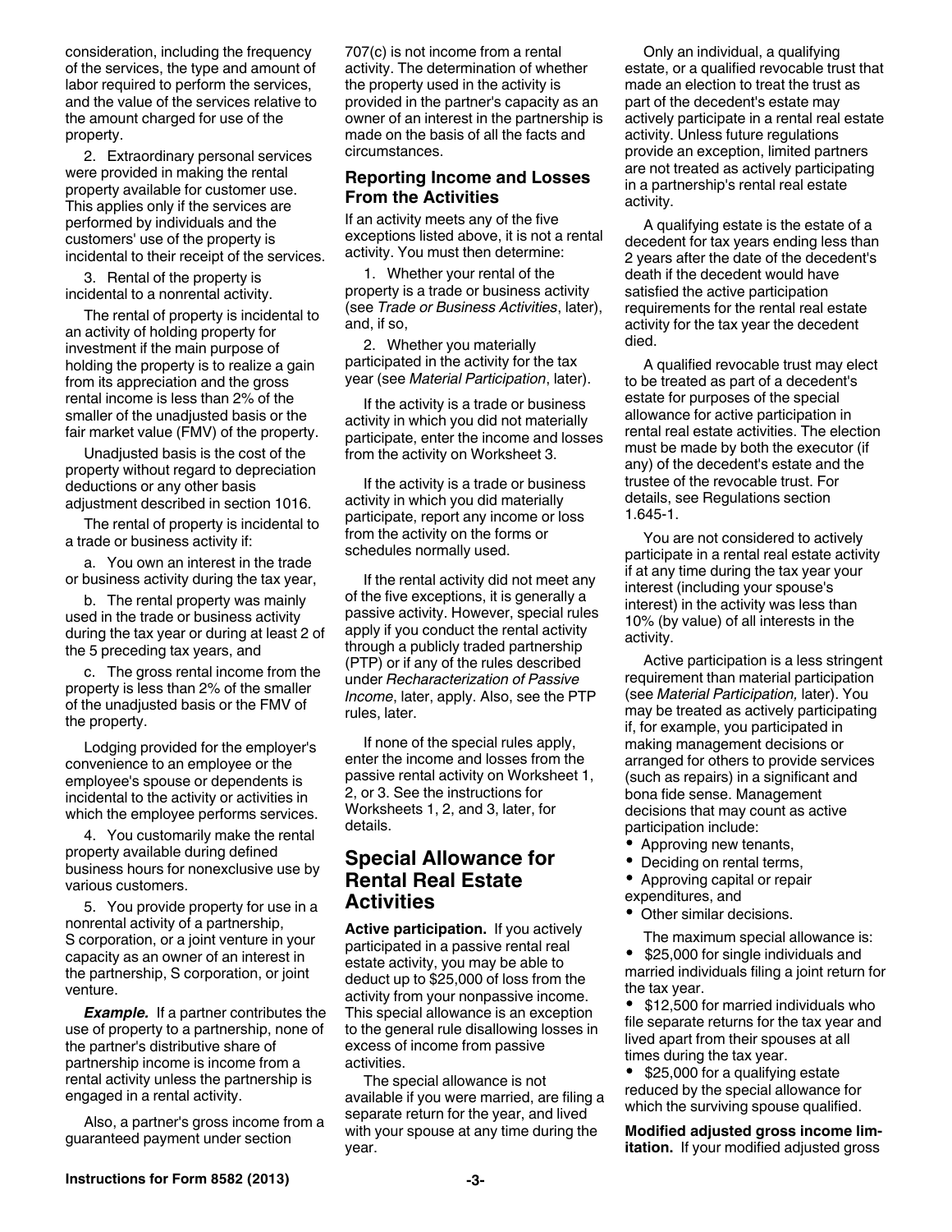consideration, including the frequency of the services, the type and amount of labor required to perform the services, and the value of the services relative to the amount charged for use of the property.

2. Extraordinary personal services were provided in making the rental property available for customer use. This applies only if the services are performed by individuals and the customers' use of the property is incidental to their receipt of the services.

3. Rental of the property is incidental to a nonrental activity.

The rental of property is incidental to an activity of holding property for investment if the main purpose of holding the property is to realize a gain from its appreciation and the gross rental income is less than 2% of the smaller of the unadjusted basis or the fair market value (FMV) of the property.

Unadjusted basis is the cost of the property without regard to depreciation deductions or any other basis adjustment described in section 1016.

The rental of property is incidental to a trade or business activity if:

a. You own an interest in the trade or business activity during the tax year,

b. The rental property was mainly used in the trade or business activity during the tax year or during at least 2 of the 5 preceding tax years, and

c. The gross rental income from the property is less than 2% of the smaller of the unadjusted basis or the FMV of the property.

Lodging provided for the employer's convenience to an employee or the employee's spouse or dependents is incidental to the activity or activities in which the employee performs services.

4. You customarily make the rental property available during defined business hours for nonexclusive use by various customers.

5. You provide property for use in a nonrental activity of a partnership, S corporation, or a joint venture in your capacity as an owner of an interest in the partnership, S corporation, or joint venture.

***Example.*** If a partner contributes the use of property to a partnership, none of the partner's distributive share of partnership income is income from a rental activity unless the partnership is engaged in a rental activity.

Also, a partner's gross income from a guaranteed payment under section 707(c) is not income from a rental activity. The determination of whether the property used in the activity is provided in the partner's capacity as an owner of an interest in the partnership is made on the basis of all the facts and circumstances.

### Reporting Income and Losses From the Activities

If an activity meets any of the five exceptions listed above, it is not a rental activity. You must then determine:

1. Whether your rental of the property is a trade or business activity (see *Trade or Business Activities*, later), and, if so,

2. Whether you materially participated in the activity for the tax year (see *Material Participation*, later).

If the activity is a trade or business activity in which you did not materially participate, enter the income and losses from the activity on Worksheet 3.

If the activity is a trade or business activity in which you did materially participate, report any income or loss from the activity on the forms or schedules normally used.

If the rental activity did not meet any of the five exceptions, it is generally a passive activity. However, special rules apply if you conduct the rental activity through a publicly traded partnership (PTP) or if any of the rules described under *Recharacterization of Passive Income*, later, apply. Also, see the PTP rules, later.

If none of the special rules apply, enter the income and losses from the passive rental activity on Worksheet 1, 2, or 3. See the instructions for Worksheets 1, 2, and 3, later, for details.

## Special Allowance for Rental Real Estate Activities

**Active participation.** If you actively participated in a passive rental real estate activity, you may be able to deduct up to $25,000 of loss from the activity from your nonpassive income. This special allowance is an exception to the general rule disallowing losses in excess of income from passive activities.

The special allowance is not available if you were married, are filing a separate return for the year, and lived with your spouse at any time during the year.

Only an individual, a qualifying estate, or a qualified revocable trust that made an election to treat the trust as part of the decedent's estate may actively participate in a rental real estate activity. Unless future regulations provide an exception, limited partners are not treated as actively participating in a partnership's rental real estate activity.

A qualifying estate is the estate of a decedent for tax years ending less than 2 years after the date of the decedent's death if the decedent would have satisfied the active participation requirements for the rental real estate activity for the tax year the decedent died.

A qualified revocable trust may elect to be treated as part of a decedent's estate for purposes of the special allowance for active participation in rental real estate activities. The election must be made by both the executor (if any) of the decedent's estate and the trustee of the revocable trust. For details, see Regulations section 1.645-1.

You are not considered to actively participate in a rental real estate activity if at any time during the tax year your interest (including your spouse's interest) in the activity was less than 10% (by value) of all interests in the activity.

Active participation is a less stringent requirement than material participation (see *Material Participation,* later). You may be treated as actively participating if, for example, you participated in making management decisions or arranged for others to provide services (such as repairs) in a significant and bona fide sense. Management decisions that may count as active participation include:

- Approving new tenants,
- Deciding on rental terms,
- Approving capital or repair expenditures, and
- Other similar decisions.

The maximum special allowance is:

- $25,000 for single individuals and married individuals filing a joint return for the tax year.
- $12,500 for married individuals who file separate returns for the tax year and lived apart from their spouses at all times during the tax year.
- $25,000 for a qualifying estate reduced by the special allowance for which the surviving spouse qualified.

**Modified adjusted gross income limitation.** If your modified adjusted gross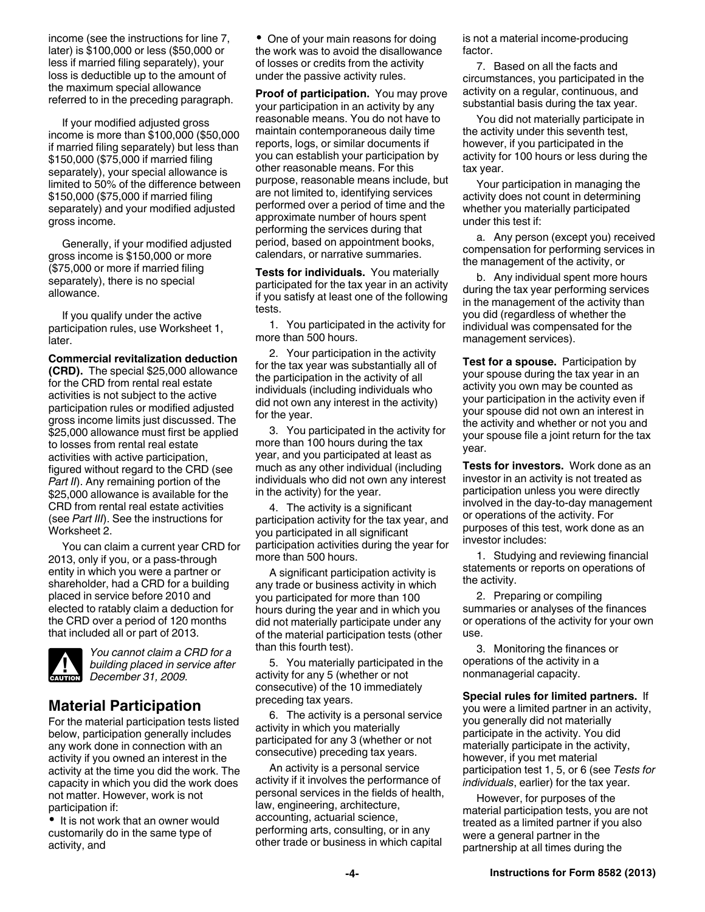income (see the instructions for line 7, later) is $100,000 or less ($50,000 or less if married filing separately), your loss is deductible up to the amount of the maximum special allowance referred to in the preceding paragraph.

If your modified adjusted gross income is more than $100,000 ($50,000 if married filing separately) but less than $150,000 ($75,000 if married filing separately), your special allowance is limited to 50% of the difference between $150,000 ($75,000 if married filing separately) and your modified adjusted gross income.

Generally, if your modified adjusted gross income is $150,000 or more ($75,000 or more if married filing separately), there is no special allowance.

If you qualify under the active participation rules, use Worksheet 1, later.

**Commercial revitalization deduction (CRD).** The special $25,000 allowance for the CRD from rental real estate activities is not subject to the active participation rules or modified adjusted gross income limits just discussed. The $25,000 allowance must first be applied to losses from rental real estate activities with active participation, figured without regard to the CRD (see *Part II*). Any remaining portion of the $25,000 allowance is available for the CRD from rental real estate activities (see *Part III*). See the instructions for Worksheet 2.

You can claim a current year CRD for 2013, only if you, or a pass-through entity in which you were a partner or shareholder, had a CRD for a building placed in service before 2010 and elected to ratably claim a deduction for the CRD over a period of 120 months that included all or part of 2013.

CAUTION: *You cannot claim a CRD for a building placed in service after December 31, 2009.*

## Material Participation

For the material participation tests listed below, participation generally includes any work done in connection with an activity if you owned an interest in the activity at the time you did the work. The capacity in which you did the work does not matter. However, work is not participation if:

- It is not work that an owner would customarily do in the same type of activity, and
- One of your main reasons for doing the work was to avoid the disallowance of losses or credits from the activity under the passive activity rules.

**Proof of participation.** You may prove your participation in an activity by any reasonable means. You do not have to maintain contemporaneous daily time reports, logs, or similar documents if you can establish your participation by other reasonable means. For this purpose, reasonable means include, but are not limited to, identifying services performed over a period of time and the approximate number of hours spent performing the services during that period, based on appointment books, calendars, or narrative summaries.

**Tests for individuals.** You materially participated for the tax year in an activity if you satisfy at least one of the following tests.

1. You participated in the activity for more than 500 hours.

2. Your participation in the activity for the tax year was substantially all of the participation in the activity of all individuals (including individuals who did not own any interest in the activity) for the year.

3. You participated in the activity for more than 100 hours during the tax year, and you participated at least as much as any other individual (including individuals who did not own any interest in the activity) for the year.

4. The activity is a significant participation activity for the tax year, and you participated in all significant participation activities during the year for more than 500 hours.

A significant participation activity is any trade or business activity in which you participated for more than 100 hours during the year and in which you did not materially participate under any of the material participation tests (other than this fourth test).

5. You materially participated in the activity for any 5 (whether or not consecutive) of the 10 immediately preceding tax years.

6. The activity is a personal service activity in which you materially participated for any 3 (whether or not consecutive) preceding tax years.

An activity is a personal service activity if it involves the performance of personal services in the fields of health, law, engineering, architecture, accounting, actuarial science, performing arts, consulting, or in any other trade or business in which capital is not a material income-producing factor.

7. Based on all the facts and circumstances, you participated in the activity on a regular, continuous, and substantial basis during the tax year.

You did not materially participate in the activity under this seventh test, however, if you participated in the activity for 100 hours or less during the tax year.

Your participation in managing the activity does not count in determining whether you materially participated under this test if:

a. Any person (except you) received compensation for performing services in the management of the activity, or

b. Any individual spent more hours during the tax year performing services in the management of the activity than you did (regardless of whether the individual was compensated for the management services).

**Test for a spouse.** Participation by your spouse during the tax year in an activity you own may be counted as your participation in the activity even if your spouse did not own an interest in the activity and whether or not you and your spouse file a joint return for the tax year.

**Tests for investors.** Work done as an investor in an activity is not treated as participation unless you were directly involved in the day-to-day management or operations of the activity. For purposes of this test, work done as an investor includes:

1. Studying and reviewing financial statements or reports on operations of the activity.

2. Preparing or compiling summaries or analyses of the finances or operations of the activity for your own use.

3. Monitoring the finances or operations of the activity in a nonmanagerial capacity.

**Special rules for limited partners.** If you were a limited partner in an activity, you generally did not materially participate in the activity. You did materially participate in the activity, however, if you met material participation test 1, 5, or 6 (see *Tests for individuals*, earlier) for the tax year.

However, for purposes of the material participation tests, you are not treated as a limited partner if you also were a general partner in the partnership at all times during the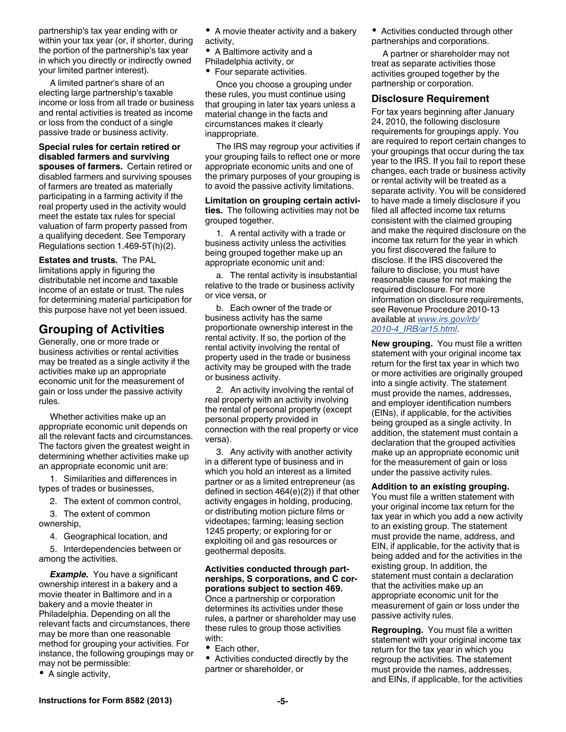partnership's tax year ending with or within your tax year (or, if shorter, during the portion of the partnership's tax year in which you directly or indirectly owned your limited partner interest).

A limited partner's share of an electing large partnership's taxable income or loss from all trade or business and rental activities is treated as income or loss from the conduct of a single passive trade or business activity.

**Special rules for certain retired or disabled farmers and surviving spouses of farmers.** Certain retired or disabled farmers and surviving spouses of farmers are treated as materially participating in a farming activity if the real property used in the activity would meet the estate tax rules for special valuation of farm property passed from a qualifying decedent. See Temporary Regulations section 1.469-5T(h)(2).

**Estates and trusts.** The PAL limitations apply in figuring the distributable net income and taxable income of an estate or trust. The rules for determining material participation for this purpose have not yet been issued.

## Grouping of Activities

Generally, one or more trade or business activities or rental activities may be treated as a single activity if the activities make up an appropriate economic unit for the measurement of gain or loss under the passive activity rules.

Whether activities make up an appropriate economic unit depends on all the relevant facts and circumstances. The factors given the greatest weight in determining whether activities make up an appropriate economic unit are:

1. Similarities and differences in types of trades or businesses,
2. The extent of common control,
3. The extent of common ownership,
4. Geographical location, and
5. Interdependencies between or among the activities.

***Example.*** You have a significant ownership interest in a bakery and a movie theater in Baltimore and in a bakery and a movie theater in Philadelphia. Depending on all the relevant facts and circumstances, there may be more than one reasonable method for grouping your activities. For instance, the following groupings may or may not be permissible:

- A single activity,
- A movie theater activity and a bakery activity,
- A Baltimore activity and a Philadelphia activity, or
- Four separate activities.

Once you choose a grouping under these rules, you must continue using that grouping in later tax years unless a material change in the facts and circumstances makes it clearly inappropriate.

The IRS may regroup your activities if your grouping fails to reflect one or more appropriate economic units and one of the primary purposes of your grouping is to avoid the passive activity limitations.

**Limitation on grouping certain activities.** The following activities may not be grouped together.

1. A rental activity with a trade or business activity unless the activities being grouped together make up an appropriate economic unit and:

   a. The rental activity is insubstantial relative to the trade or business activity or vice versa, or

   b. Each owner of the trade or business activity has the same proportionate ownership interest in the rental activity. If so, the portion of the rental activity involving the rental of property used in the trade or business activity may be grouped with the trade or business activity.

2. An activity involving the rental of real property with an activity involving the rental of personal property (except personal property provided in connection with the real property or vice versa).

3. Any activity with another activity in a different type of business and in which you hold an interest as a limited partner or as a limited entrepreneur (as defined in section 464(e)(2)) if that other activity engages in holding, producing, or distributing motion picture films or videotapes; farming; leasing section 1245 property; or exploring for or exploiting oil and gas resources or geothermal deposits.

**Activities conducted through partnerships, S corporations, and C corporations subject to section 469.** Once a partnership or corporation determines its activities under these rules, a partner or shareholder may use these rules to group those activities with:

- Each other,
- Activities conducted directly by the partner or shareholder, or
- Activities conducted through other partnerships and corporations.

A partner or shareholder may not treat as separate activities those activities grouped together by the partnership or corporation.

### Disclosure Requirement

For tax years beginning after January 24, 2010, the following disclosure requirements for groupings apply. You are required to report certain changes to your groupings that occur during the tax year to the IRS. If you fail to report these changes, each trade or business activity or rental activity will be treated as a separate activity. You will be considered to have made a timely disclosure if you filed all affected income tax returns consistent with the claimed grouping and make the required disclosure on the income tax return for the year in which you first discovered the failure to disclose. If the IRS discovered the failure to disclose, you must have reasonable cause for not making the required disclosure. For more information on disclosure requirements, see Revenue Procedure 2010-13 available at *www.irs.gov/irb/2010-4_IRB/ar15.html*.

**New grouping.** You must file a written statement with your original income tax return for the first tax year in which two or more activities are originally grouped into a single activity. The statement must provide the names, addresses, and employer identification numbers (EINs), if applicable, for the activities being grouped as a single activity. In addition, the statement must contain a declaration that the grouped activities make up an appropriate economic unit for the measurement of gain or loss under the passive activity rules.

**Addition to an existing grouping.** You must file a written statement with your original income tax return for the tax year in which you add a new activity to an existing group. The statement must provide the name, address, and EIN, if applicable, for the activity that is being added and for the activities in the existing group. In addition, the statement must contain a declaration that the activities make up an appropriate economic unit for the measurement of gain or loss under the passive activity rules.

**Regrouping.** You must file a written statement with your original income tax return for the tax year in which you regroup the activities. The statement must provide the names, addresses, and EINs, if applicable, for the activities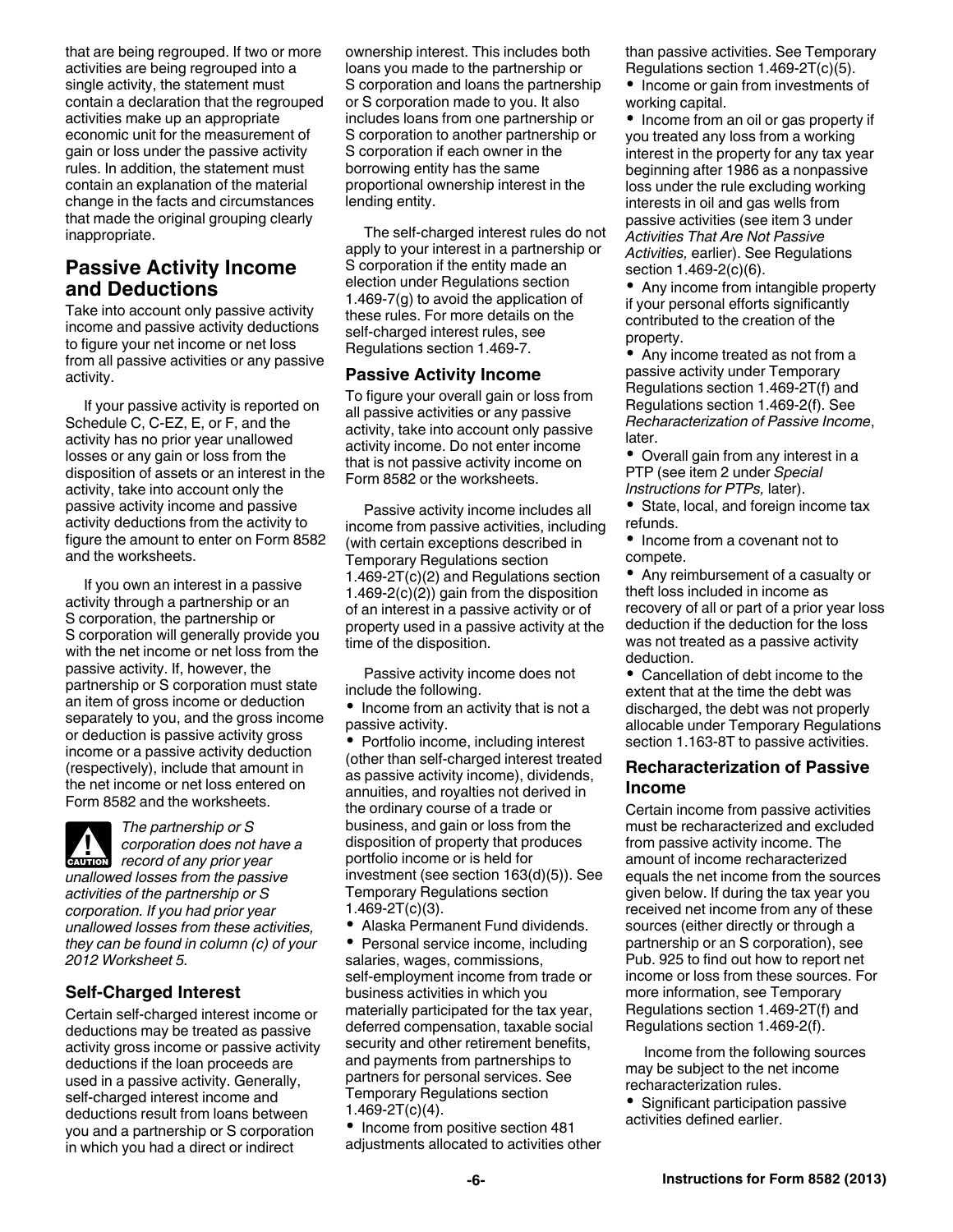that are being regrouped. If two or more activities are being regrouped into a single activity, the statement must contain a declaration that the regrouped activities make up an appropriate economic unit for the measurement of gain or loss under the passive activity rules. In addition, the statement must contain an explanation of the material change in the facts and circumstances that made the original grouping clearly inappropriate.

## Passive Activity Income and Deductions

Take into account only passive activity income and passive activity deductions to figure your net income or net loss from all passive activities or any passive activity.

If your passive activity is reported on Schedule C, C-EZ, E, or F, and the activity has no prior year unallowed losses or any gain or loss from the disposition of assets or an interest in the activity, take into account only the passive activity income and passive activity deductions from the activity to figure the amount to enter on Form 8582 and the worksheets.

If you own an interest in a passive activity through a partnership or an S corporation, the partnership or S corporation will generally provide you with the net income or net loss from the passive activity. If, however, the partnership or S corporation must state an item of gross income or deduction separately to you, and the gross income or deduction is passive activity gross income or a passive activity deduction (respectively), include that amount in the net income or net loss entered on Form 8582 and the worksheets.

**CAUTION** *The partnership or S corporation does not have a record of any prior year unallowed losses from the passive activities of the partnership or S corporation. If you had prior year unallowed losses from these activities, they can be found in column (c) of your 2012 Worksheet 5.*

### Self-Charged Interest

Certain self-charged interest income or deductions may be treated as passive activity gross income or passive activity deductions if the loan proceeds are used in a passive activity. Generally, self-charged interest income and deductions result from loans between you and a partnership or S corporation in which you had a direct or indirect ownership interest. This includes both loans you made to the partnership or S corporation and loans the partnership or S corporation made to you. It also includes loans from one partnership or S corporation to another partnership or S corporation if each owner in the borrowing entity has the same proportional ownership interest in the lending entity.

The self-charged interest rules do not apply to your interest in a partnership or S corporation if the entity made an election under Regulations section 1.469-7(g) to avoid the application of these rules. For more details on the self-charged interest rules, see Regulations section 1.469-7.

### Passive Activity Income

To figure your overall gain or loss from all passive activities or any passive activity, take into account only passive activity income. Do not enter income that is not passive activity income on Form 8582 or the worksheets.

Passive activity income includes all income from passive activities, including (with certain exceptions described in Temporary Regulations section 1.469-2T(c)(2) and Regulations section 1.469-2(c)(2)) gain from the disposition of an interest in a passive activity or of property used in a passive activity at the time of the disposition.

Passive activity income does not include the following.

- Income from an activity that is not a passive activity.
- Portfolio income, including interest (other than self-charged interest treated as passive activity income), dividends, annuities, and royalties not derived in the ordinary course of a trade or business, and gain or loss from the disposition of property that produces portfolio income or is held for investment (see section 163(d)(5)). See Temporary Regulations section 1.469-2T(c)(3).
- Alaska Permanent Fund dividends.
- Personal service income, including salaries, wages, commissions, self-employment income from trade or business activities in which you materially participated for the tax year, deferred compensation, taxable social security and other retirement benefits, and payments from partnerships to partners for personal services. See Temporary Regulations section 1.469-2T(c)(4).
- Income from positive section 481 adjustments allocated to activities other than passive activities. See Temporary Regulations section 1.469-2T(c)(5).
- Income or gain from investments of working capital.
- Income from an oil or gas property if you treated any loss from a working interest in the property for any tax year beginning after 1986 as a nonpassive loss under the rule excluding working interests in oil and gas wells from passive activities (see item 3 under *Activities That Are Not Passive Activities,* earlier). See Regulations section 1.469-2(c)(6).
- Any income from intangible property if your personal efforts significantly contributed to the creation of the property.
- Any income treated as not from a passive activity under Temporary Regulations section 1.469-2T(f) and Regulations section 1.469-2(f). See *Recharacterization of Passive Income*, later.
- Overall gain from any interest in a PTP (see item 2 under *Special Instructions for PTPs,* later).
- State, local, and foreign income tax refunds.
- Income from a covenant not to compete.
- Any reimbursement of a casualty or theft loss included in income as recovery of all or part of a prior year loss deduction if the deduction for the loss was not treated as a passive activity deduction.
- Cancellation of debt income to the extent that at the time the debt was discharged, the debt was not properly allocable under Temporary Regulations section 1.163-8T to passive activities.

### Recharacterization of Passive Income

Certain income from passive activities must be recharacterized and excluded from passive activity income. The amount of income recharacterized equals the net income from the sources given below. If during the tax year you received net income from any of these sources (either directly or through a partnership or an S corporation), see Pub. 925 to find out how to report net income or loss from these sources. For more information, see Temporary Regulations section 1.469-2T(f) and Regulations section 1.469-2(f).

Income from the following sources may be subject to the net income recharacterization rules.

- Significant participation passive activities defined earlier.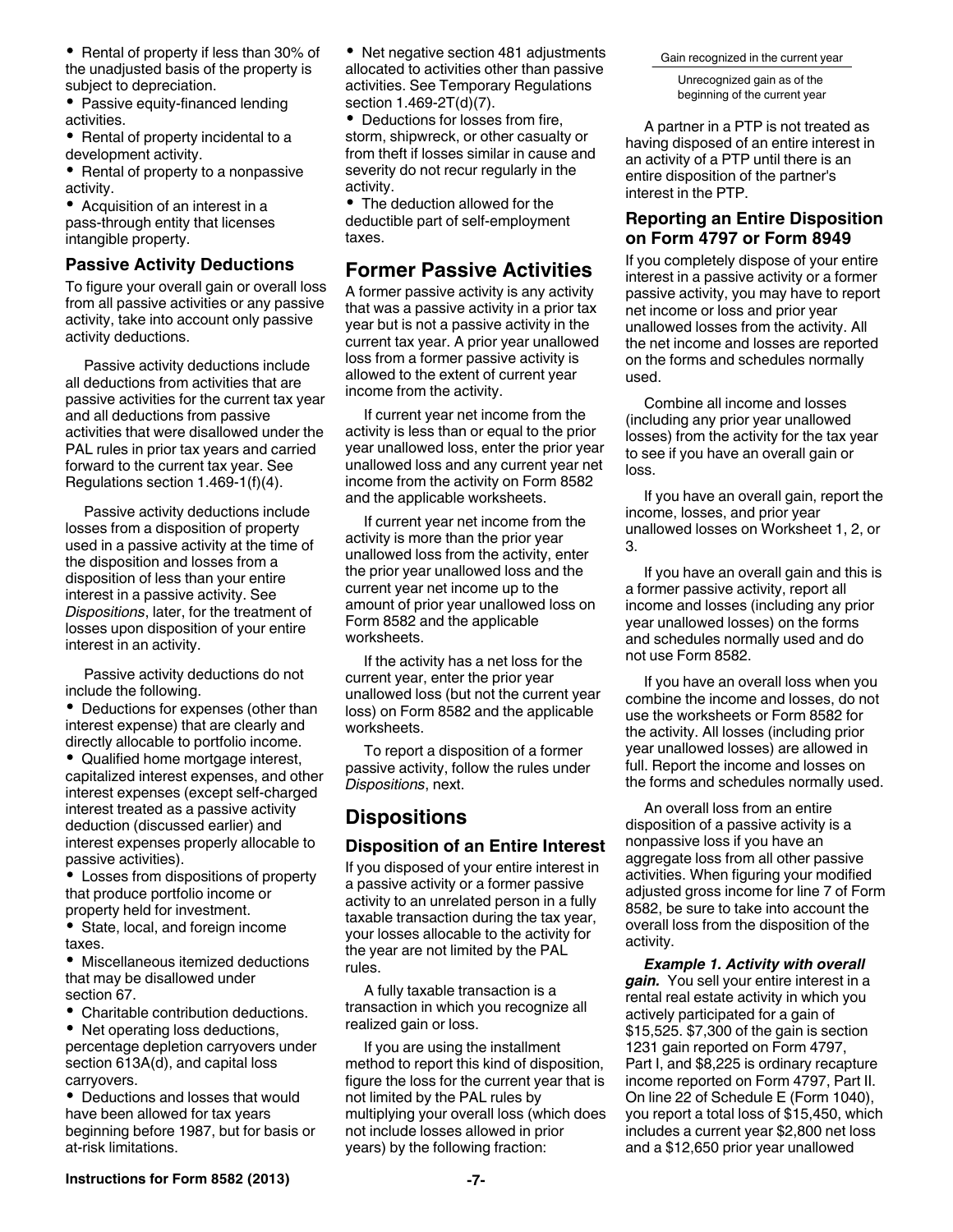- Rental of property if less than 30% of the unadjusted basis of the property is subject to depreciation.
- Passive equity-financed lending activities.
- Rental of property incidental to a development activity.
- Rental of property to a nonpassive activity.
- Acquisition of an interest in a pass-through entity that licenses intangible property.

### Passive Activity Deductions

To figure your overall gain or overall loss from all passive activities or any passive activity, take into account only passive activity deductions.

Passive activity deductions include all deductions from activities that are passive activities for the current tax year and all deductions from passive activities that were disallowed under the PAL rules in prior tax years and carried forward to the current tax year. See Regulations section 1.469-1(f)(4).

Passive activity deductions include losses from a disposition of property used in a passive activity at the time of the disposition and losses from a disposition of less than your entire interest in a passive activity. See *Dispositions*, later, for the treatment of losses upon disposition of your entire interest in an activity.

Passive activity deductions do not include the following.

- Deductions for expenses (other than interest expense) that are clearly and directly allocable to portfolio income.
- Qualified home mortgage interest, capitalized interest expenses, and other interest expenses (except self-charged interest treated as a passive activity deduction (discussed earlier) and interest expenses properly allocable to passive activities).
- Losses from dispositions of property that produce portfolio income or property held for investment.
- State, local, and foreign income taxes.
- Miscellaneous itemized deductions that may be disallowed under section 67.
- Charitable contribution deductions.
- Net operating loss deductions, percentage depletion carryovers under section 613A(d), and capital loss carryovers.
- Deductions and losses that would have been allowed for tax years beginning before 1987, but for basis or at-risk limitations.
- Net negative section 481 adjustments allocated to activities other than passive activities. See Temporary Regulations section 1.469-2T(d)(7).
- Deductions for losses from fire, storm, shipwreck, or other casualty or from theft if losses similar in cause and severity do not recur regularly in the activity.
- The deduction allowed for the deductible part of self-employment taxes.

## Former Passive Activities

A former passive activity is any activity that was a passive activity in a prior tax year but is not a passive activity in the current tax year. A prior year unallowed loss from a former passive activity is allowed to the extent of current year income from the activity.

If current year net income from the activity is less than or equal to the prior year unallowed loss, enter the prior year unallowed loss and any current year net income from the activity on Form 8582 and the applicable worksheets.

If current year net income from the activity is more than the prior year unallowed loss from the activity, enter the prior year unallowed loss and the current year net income up to the amount of prior year unallowed loss on Form 8582 and the applicable worksheets.

If the activity has a net loss for the current year, enter the prior year unallowed loss (but not the current year loss) on Form 8582 and the applicable worksheets.

To report a disposition of a former passive activity, follow the rules under *Dispositions*, next.

## Dispositions

### Disposition of an Entire Interest

If you disposed of your entire interest in a passive activity or a former passive activity to an unrelated person in a fully taxable transaction during the tax year, your losses allocable to the activity for the year are not limited by the PAL rules.

A fully taxable transaction is a transaction in which you recognize all realized gain or loss.

If you are using the installment method to report this kind of disposition, figure the loss for the current year that is not limited by the PAL rules by multiplying your overall loss (which does not include losses allowed in prior years) by the following fraction:

$$\frac{\text{Gain recognized in the current year}}{\text{Unrecognized gain as of the beginning of the current year}}$$

A partner in a PTP is not treated as having disposed of an entire interest in an activity of a PTP until there is an entire disposition of the partner's interest in the PTP.

### Reporting an Entire Disposition on Form 4797 or Form 8949

If you completely dispose of your entire interest in a passive activity or a former passive activity, you may have to report net income or loss and prior year unallowed losses from the activity. All the net income and losses are reported on the forms and schedules normally used.

Combine all income and losses (including any prior year unallowed losses) from the activity for the tax year to see if you have an overall gain or loss.

If you have an overall gain, report the income, losses, and prior year unallowed losses on Worksheet 1, 2, or 3.

If you have an overall gain and this is a former passive activity, report all income and losses (including any prior year unallowed losses) on the forms and schedules normally used and do not use Form 8582.

If you have an overall loss when you combine the income and losses, do not use the worksheets or Form 8582 for the activity. All losses (including prior year unallowed losses) are allowed in full. Report the income and losses on the forms and schedules normally used.

An overall loss from an entire disposition of a passive activity is a nonpassive loss if you have an aggregate loss from all other passive activities. When figuring your modified adjusted gross income for line 7 of Form 8582, be sure to take into account the overall loss from the disposition of the activity.

***Example 1. Activity with overall gain.*** You sell your entire interest in a rental real estate activity in which you actively participated for a gain of $15,525. $7,300 of the gain is section 1231 gain reported on Form 4797, Part I, and $8,225 is ordinary recapture income reported on Form 4797, Part II. On line 22 of Schedule E (Form 1040), you report a total loss of $15,450, which includes a current year $2,800 net loss and a $12,650 prior year unallowed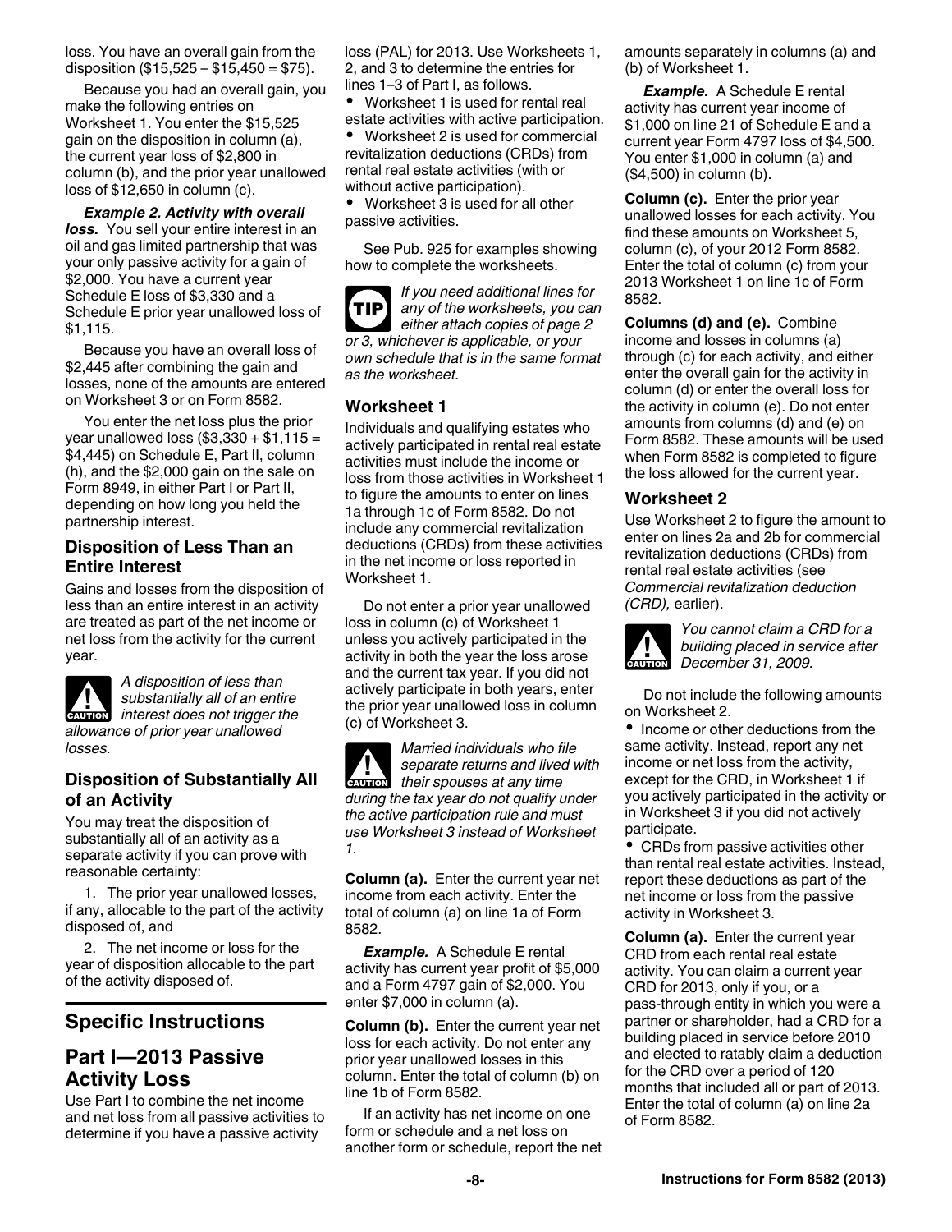loss. You have an overall gain from the disposition ($15,525 – $15,450 = $75).

Because you had an overall gain, you make the following entries on Worksheet 1. You enter the $15,525 gain on the disposition in column (a), the current year loss of $2,800 in column (b), and the prior year unallowed loss of $12,650 in column (c).

***Example 2. Activity with overall loss.*** You sell your entire interest in an oil and gas limited partnership that was your only passive activity for a gain of $2,000. You have a current year Schedule E loss of $3,330 and a Schedule E prior year unallowed loss of $1,115.

Because you have an overall loss of $2,445 after combining the gain and losses, none of the amounts are entered on Worksheet 3 or on Form 8582.

You enter the net loss plus the prior year unallowed loss ($3,330 + $1,115 = $4,445) on Schedule E, Part II, column (h), and the $2,000 gain on the sale on Form 8949, in either Part I or Part II, depending on how long you held the partnership interest.

### Disposition of Less Than an Entire Interest

Gains and losses from the disposition of less than an entire interest in an activity are treated as part of the net income or net loss from the activity for the current year.

**CAUTION** *A disposition of less than substantially all of an entire interest does not trigger the allowance of prior year unallowed losses.*

### Disposition of Substantially All of an Activity

You may treat the disposition of substantially all of an activity as a separate activity if you can prove with reasonable certainty:

1. The prior year unallowed losses, if any, allocable to the part of the activity disposed of, and

2. The net income or loss for the year of disposition allocable to the part of the activity disposed of.

## Specific Instructions

## Part I—2013 Passive Activity Loss

Use Part I to combine the net income and net loss from all passive activities to determine if you have a passive activity loss (PAL) for 2013. Use Worksheets 1, 2, and 3 to determine the entries for lines 1–3 of Part I, as follows.

- Worksheet 1 is used for rental real estate activities with active participation.
- Worksheet 2 is used for commercial revitalization deductions (CRDs) from rental real estate activities (with or without active participation).
- Worksheet 3 is used for all other passive activities.

See Pub. 925 for examples showing how to complete the worksheets.

**TIP** *If you need additional lines for any of the worksheets, you can either attach copies of page 2 or 3, whichever is applicable, or your own schedule that is in the same format as the worksheet.*

### Worksheet 1

Individuals and qualifying estates who actively participated in rental real estate activities must include the income or loss from those activities in Worksheet 1 to figure the amounts to enter on lines 1a through 1c of Form 8582. Do not include any commercial revitalization deductions (CRDs) from these activities in the net income or loss reported in Worksheet 1.

Do not enter a prior year unallowed loss in column (c) of Worksheet 1 unless you actively participated in the activity in both the year the loss arose and the current tax year. If you did not actively participate in both years, enter the prior year unallowed loss in column (c) of Worksheet 3.

**CAUTION** *Married individuals who file separate returns and lived with their spouses at any time during the tax year do not qualify under the active participation rule and must use Worksheet 3 instead of Worksheet 1.*

**Column (a).** Enter the current year net income from each activity. Enter the total of column (a) on line 1a of Form 8582.

***Example.*** A Schedule E rental activity has current year profit of $5,000 and a Form 4797 gain of $2,000. You enter $7,000 in column (a).

**Column (b).** Enter the current year net loss for each activity. Do not enter any prior year unallowed losses in this column. Enter the total of column (b) on line 1b of Form 8582.

If an activity has net income on one form or schedule and a net loss on another form or schedule, report the net amounts separately in columns (a) and (b) of Worksheet 1.

***Example.*** A Schedule E rental activity has current year income of $1,000 on line 21 of Schedule E and a current year Form 4797 loss of $4,500. You enter $1,000 in column (a) and ($4,500) in column (b).

**Column (c).** Enter the prior year unallowed losses for each activity. You find these amounts on Worksheet 5, column (c), of your 2012 Form 8582. Enter the total of column (c) from your 2013 Worksheet 1 on line 1c of Form 8582.

**Columns (d) and (e).** Combine income and losses in columns (a) through (c) for each activity, and either enter the overall gain for the activity in column (d) or enter the overall loss for the activity in column (e). Do not enter amounts from columns (d) and (e) on Form 8582. These amounts will be used when Form 8582 is completed to figure the loss allowed for the current year.

### Worksheet 2

Use Worksheet 2 to figure the amount to enter on lines 2a and 2b for commercial revitalization deductions (CRDs) from rental real estate activities (see *Commercial revitalization deduction (CRD),* earlier).

**CAUTION** *You cannot claim a CRD for a building placed in service after December 31, 2009.*

Do not include the following amounts on Worksheet 2.

- Income or other deductions from the same activity. Instead, report any net income or net loss from the activity, except for the CRD, in Worksheet 1 if you actively participated in the activity or in Worksheet 3 if you did not actively participate.
- CRDs from passive activities other than rental real estate activities. Instead, report these deductions as part of the net income or loss from the passive activity in Worksheet 3.

**Column (a).** Enter the current year CRD from each rental real estate activity. You can claim a current year CRD for 2013, only if you, or a pass-through entity in which you were a partner or shareholder, had a CRD for a building placed in service before 2010 and elected to ratably claim a deduction for the CRD over a period of 120 months that included all or part of 2013. Enter the total of column (a) on line 2a of Form 8582.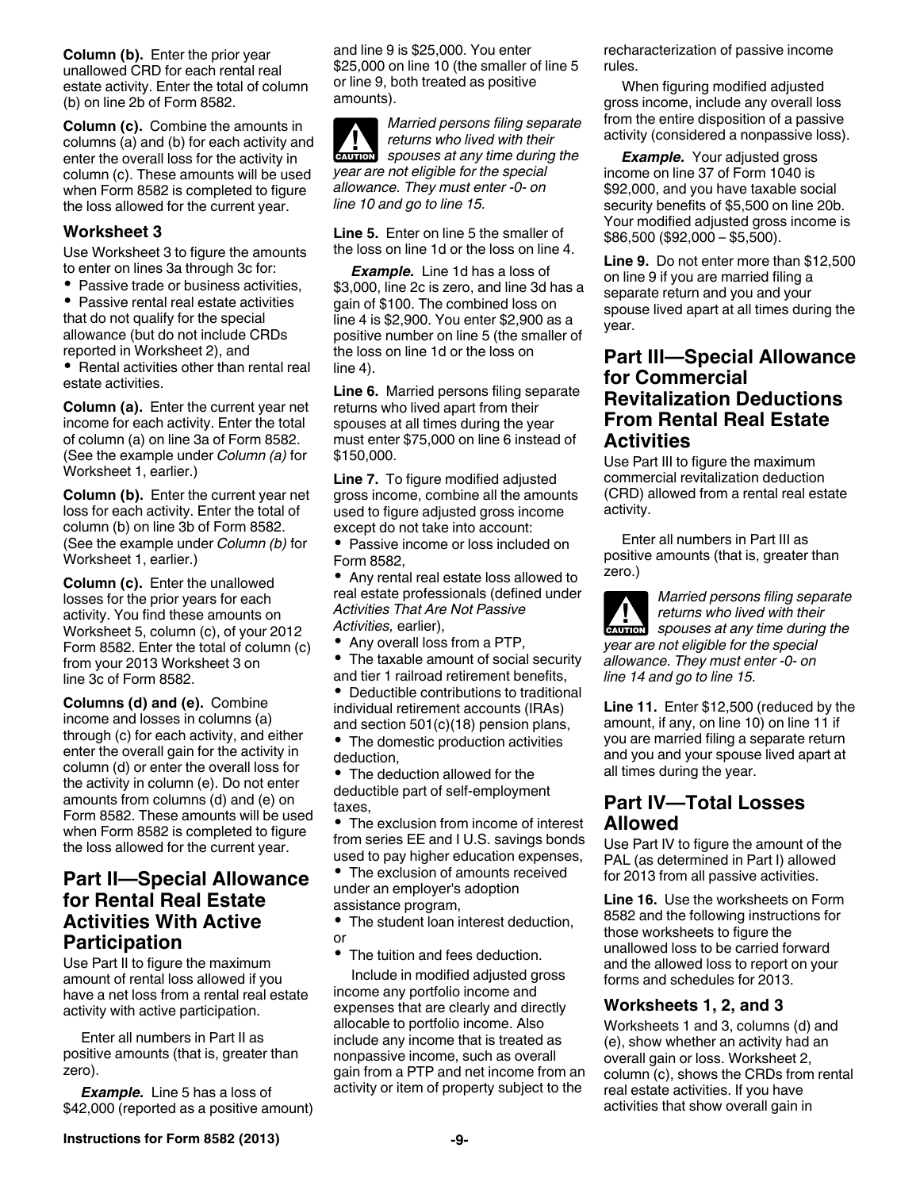**Column (b).** Enter the prior year unallowed CRD for each rental real estate activity. Enter the total of column (b) on line 2b of Form 8582.

**Column (c).** Combine the amounts in columns (a) and (b) for each activity and enter the overall loss for the activity in column (c). These amounts will be used when Form 8582 is completed to figure the loss allowed for the current year.

### Worksheet 3

Use Worksheet 3 to figure the amounts to enter on lines 3a through 3c for:

- Passive trade or business activities,
- Passive rental real estate activities that do not qualify for the special allowance (but do not include CRDs reported in Worksheet 2), and
- Rental activities other than rental real estate activities.

**Column (a).** Enter the current year net income for each activity. Enter the total of column (a) on line 3a of Form 8582. (See the example under *Column (a)* for Worksheet 1, earlier.)

**Column (b).** Enter the current year net loss for each activity. Enter the total of column (b) on line 3b of Form 8582. (See the example under *Column (b)* for Worksheet 1, earlier.)

**Column (c).** Enter the unallowed losses for the prior years for each activity. You find these amounts on Worksheet 5, column (c), of your 2012 Form 8582. Enter the total of column (c) from your 2013 Worksheet 3 on line 3c of Form 8582.

**Columns (d) and (e).** Combine income and losses in columns (a) through (c) for each activity, and either enter the overall gain for the activity in column (d) or enter the overall loss for the activity in column (e). Do not enter amounts from columns (d) and (e) on Form 8582. These amounts will be used when Form 8582 is completed to figure the loss allowed for the current year.

## Part II—Special Allowance for Rental Real Estate Activities With Active Participation

Use Part II to figure the maximum amount of rental loss allowed if you have a net loss from a rental real estate activity with active participation.

Enter all numbers in Part II as positive amounts (that is, greater than zero).

***Example.*** Line 5 has a loss of $42,000 (reported as a positive amount) and line 9 is $25,000. You enter $25,000 on line 10 (the smaller of line 5 or line 9, both treated as positive amounts).

CAUTION: *Married persons filing separate returns who lived with their spouses at any time during the year are not eligible for the special allowance. They must enter -0- on line 10 and go to line 15.*

**Line 5.** Enter on line 5 the smaller of the loss on line 1d or the loss on line 4.

***Example.*** Line 1d has a loss of $3,000, line 2c is zero, and line 3d has a gain of $100. The combined loss on line 4 is $2,900. You enter $2,900 as a positive number on line 5 (the smaller of the loss on line 1d or the loss on line 4).

**Line 6.** Married persons filing separate returns who lived apart from their spouses at all times during the year must enter $75,000 on line 6 instead of $150,000.

**Line 7.** To figure modified adjusted gross income, combine all the amounts used to figure adjusted gross income except do not take into account:

- Passive income or loss included on Form 8582,
- Any rental real estate loss allowed to real estate professionals (defined under *Activities That Are Not Passive Activities,* earlier),
- Any overall loss from a PTP,
- The taxable amount of social security and tier 1 railroad retirement benefits,
- Deductible contributions to traditional individual retirement accounts (IRAs) and section 501(c)(18) pension plans,
- The domestic production activities deduction,
- The deduction allowed for the deductible part of self-employment taxes,
- The exclusion from income of interest from series EE and I U.S. savings bonds used to pay higher education expenses,
- The exclusion of amounts received under an employer's adoption assistance program,
- The student loan interest deduction, or
- The tuition and fees deduction.

Include in modified adjusted gross income any portfolio income and expenses that are clearly and directly allocable to portfolio income. Also include any income that is treated as nonpassive income, such as overall gain from a PTP and net income from an activity or item of property subject to the recharacterization of passive income rules.

When figuring modified adjusted gross income, include any overall loss from the entire disposition of a passive activity (considered a nonpassive loss).

***Example.*** Your adjusted gross income on line 37 of Form 1040 is $92,000, and you have taxable social security benefits of $5,500 on line 20b. Your modified adjusted gross income is $86,500 ($92,000 – $5,500).

**Line 9.** Do not enter more than $12,500 on line 9 if you are married filing a separate return and you and your spouse lived apart at all times during the year.

## Part III—Special Allowance for Commercial Revitalization Deductions From Rental Real Estate Activities

Use Part III to figure the maximum commercial revitalization deduction (CRD) allowed from a rental real estate activity.

Enter all numbers in Part III as positive amounts (that is, greater than zero.)

CAUTION: *Married persons filing separate returns who lived with their spouses at any time during the year are not eligible for the special allowance. They must enter -0- on line 14 and go to line 15.*

**Line 11.** Enter $12,500 (reduced by the amount, if any, on line 10) on line 11 if you are married filing a separate return and you and your spouse lived apart at all times during the year.

## Part IV—Total Losses Allowed

Use Part IV to figure the amount of the PAL (as determined in Part I) allowed for 2013 from all passive activities.

**Line 16.** Use the worksheets on Form 8582 and the following instructions for those worksheets to figure the unallowed loss to be carried forward and the allowed loss to report on your forms and schedules for 2013.

### Worksheets 1, 2, and 3

Worksheets 1 and 3, columns (d) and (e), show whether an activity had an overall gain or loss. Worksheet 2, column (c), shows the CRDs from rental real estate activities. If you have activities that show overall gain in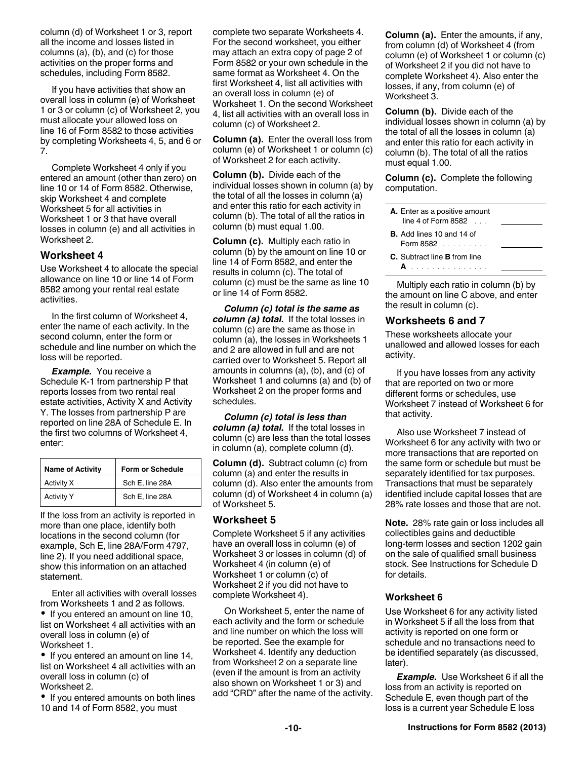column (d) of Worksheet 1 or 3, report all the income and losses listed in columns (a), (b), and (c) for those activities on the proper forms and schedules, including Form 8582.

If you have activities that show an overall loss in column (e) of Worksheet 1 or 3 or column (c) of Worksheet 2, you must allocate your allowed loss on line 16 of Form 8582 to those activities by completing Worksheets 4, 5, and 6 or 7.

Complete Worksheet 4 only if you entered an amount (other than zero) on line 10 or 14 of Form 8582. Otherwise, skip Worksheet 4 and complete Worksheet 5 for all activities in Worksheet 1 or 3 that have overall losses in column (e) and all activities in Worksheet 2.

## Worksheet 4

Use Worksheet 4 to allocate the special allowance on line 10 or line 14 of Form 8582 among your rental real estate activities.

In the first column of Worksheet 4, enter the name of each activity. In the second column, enter the form or schedule and line number on which the loss will be reported.

***Example.*** You receive a Schedule K-1 from partnership P that reports losses from two rental real estate activities, Activity X and Activity Y. The losses from partnership P are reported on line 28A of Schedule E. In the first two columns of Worksheet 4, enter:

| Name of Activity | Form or Schedule |
|---|---|
| Activity X | Sch E, line 28A |
| Activity Y | Sch E, line 28A |

If the loss from an activity is reported in more than one place, identify both locations in the second column (for example, Sch E, line 28A/Form 4797, line 2). If you need additional space, show this information on an attached statement.

Enter all activities with overall losses from Worksheets 1 and 2 as follows.

- If you entered an amount on line 10, list on Worksheet 4 all activities with an overall loss in column (e) of Worksheet 1.
- If you entered an amount on line 14, list on Worksheet 4 all activities with an overall loss in column (c) of Worksheet 2.
- If you entered amounts on both lines 10 and 14 of Form 8582, you must complete two separate Worksheets 4. For the second worksheet, you either may attach an extra copy of page 2 of Form 8582 or your own schedule in the same format as Worksheet 4. On the first Worksheet 4, list all activities with an overall loss in column (e) of Worksheet 1. On the second Worksheet 4, list all activities with an overall loss in column (c) of Worksheet 2.

**Column (a).** Enter the overall loss from column (e) of Worksheet 1 or column (c) of Worksheet 2 for each activity.

**Column (b).** Divide each of the individual losses shown in column (a) by the total of all the losses in column (a) and enter this ratio for each activity in column (b). The total of all the ratios in column (b) must equal 1.00.

**Column (c).** Multiply each ratio in column (b) by the amount on line 10 or line 14 of Form 8582, and enter the results in column (c). The total of column (c) must be the same as line 10 or line 14 of Form 8582.

***Column (c) total is the same as column (a) total.*** If the total losses in column (c) are the same as those in column (a), the losses in Worksheets 1 and 2 are allowed in full and are not carried over to Worksheet 5. Report all amounts in columns (a), (b), and (c) of Worksheet 1 and columns (a) and (b) of Worksheet 2 on the proper forms and schedules.

***Column (c) total is less than column (a) total.*** If the total losses in column (c) are less than the total losses in column (a), complete column (d).

**Column (d).** Subtract column (c) from column (a) and enter the results in column (d). Also enter the amounts from column (d) of Worksheet 4 in column (a) of Worksheet 5.

## Worksheet 5

Complete Worksheet 5 if any activities have an overall loss in column (e) of Worksheet 3 or losses in column (d) of Worksheet 4 (in column (e) of Worksheet 1 or column (c) of Worksheet 2 if you did not have to complete Worksheet 4).

On Worksheet 5, enter the name of each activity and the form or schedule and line number on which the loss will be reported. See the example for Worksheet 4. Identify any deduction from Worksheet 2 on a separate line (even if the amount is from an activity also shown on Worksheet 1 or 3) and add "CRD" after the name of the activity.

**Column (a).** Enter the amounts, if any, from column (d) of Worksheet 4 (from column (e) of Worksheet 1 or column (c) of Worksheet 2 if you did not have to complete Worksheet 4). Also enter the losses, if any, from column (e) of Worksheet 3.

**Column (b).** Divide each of the individual losses shown in column (a) by the total of all the losses in column (a) and enter this ratio for each activity in column (b). The total of all the ratios must equal 1.00.

**Column (c).** Complete the following computation.

| | |
|---|---|
| **A.** Enter as a positive amount line 4 of Form 8582 . . . | ________ |
| **B.** Add lines 10 and 14 of Form 8582 . . . . . . . . . | ________ |
| **C.** Subtract line **B** from line **A** . . . . . . . . . . . . . . . | ________ |

Multiply each ratio in column (b) by the amount on line C above, and enter the result in column (c).

## Worksheets 6 and 7

These worksheets allocate your unallowed and allowed losses for each activity.

If you have losses from any activity that are reported on two or more different forms or schedules, use Worksheet 7 instead of Worksheet 6 for that activity.

Also use Worksheet 7 instead of Worksheet 6 for any activity with two or more transactions that are reported on the same form or schedule but must be separately identified for tax purposes. Transactions that must be separately identified include capital losses that are 28% rate losses and those that are not.

**Note.** 28% rate gain or loss includes all collectibles gains and deductible long-term losses and section 1202 gain on the sale of qualified small business stock. See Instructions for Schedule D for details.

### Worksheet 6

Use Worksheet 6 for any activity listed in Worksheet 5 if all the loss from that activity is reported on one form or schedule and no transactions need to be identified separately (as discussed, later).

***Example.*** Use Worksheet 6 if all the loss from an activity is reported on Schedule E, even though part of the loss is a current year Schedule E loss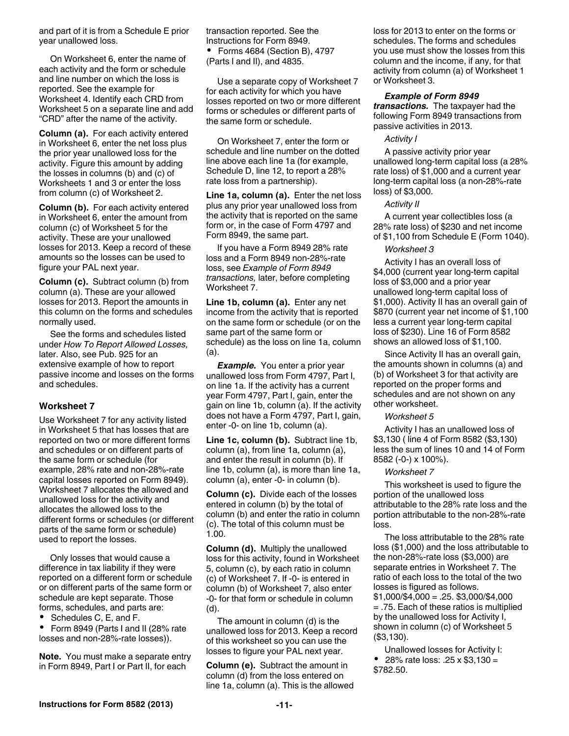and part of it is from a Schedule E prior year unallowed loss.

On Worksheet 6, enter the name of each activity and the form or schedule and line number on which the loss is reported. See the example for Worksheet 4. Identify each CRD from Worksheet 5 on a separate line and add "CRD" after the name of the activity.

**Column (a).** For each activity entered in Worksheet 6, enter the net loss plus the prior year unallowed loss for the activity. Figure this amount by adding the losses in columns (b) and (c) of Worksheets 1 and 3 or enter the loss from column (c) of Worksheet 2.

**Column (b).** For each activity entered in Worksheet 6, enter the amount from column (c) of Worksheet 5 for the activity. These are your unallowed losses for 2013. Keep a record of these amounts so the losses can be used to figure your PAL next year.

**Column (c).** Subtract column (b) from column (a). These are your allowed losses for 2013. Report the amounts in this column on the forms and schedules normally used.

See the forms and schedules listed under *How To Report Allowed Losses,* later. Also, see Pub. 925 for an extensive example of how to report passive income and losses on the forms and schedules.

### Worksheet 7

Use Worksheet 7 for any activity listed in Worksheet 5 that has losses that are reported on two or more different forms and schedules or on different parts of the same form or schedule (for example, 28% rate and non-28%-rate capital losses reported on Form 8949). Worksheet 7 allocates the allowed and unallowed loss for the activity and allocates the allowed loss to the different forms or schedules (or different parts of the same form or schedule) used to report the losses.

Only losses that would cause a difference in tax liability if they were reported on a different form or schedule or on different parts of the same form or schedule are kept separate. Those forms, schedules, and parts are:

- Schedules C, E, and F.
- Form 8949 (Parts I and II (28% rate losses and non-28%-rate losses)).

**Note.** You must make a separate entry in Form 8949, Part I or Part II, for each transaction reported. See the Instructions for Form 8949.

- Forms 4684 (Section B), 4797 (Parts I and II), and 4835.

Use a separate copy of Worksheet 7 for each activity for which you have losses reported on two or more different forms or schedules or different parts of the same form or schedule.

On Worksheet 7, enter the form or schedule and line number on the dotted line above each line 1a (for example, Schedule D, line 12, to report a 28% rate loss from a partnership).

**Line 1a, column (a).** Enter the net loss plus any prior year unallowed loss from the activity that is reported on the same form or, in the case of Form 4797 and Form 8949, the same part.

If you have a Form 8949 28% rate loss and a Form 8949 non-28%-rate loss, see *Example of Form 8949 transactions,* later, before completing Worksheet 7.

**Line 1b, column (a).** Enter any net income from the activity that is reported on the same form or schedule (or on the same part of the same form or schedule) as the loss on line 1a, column (a).

***Example.*** You enter a prior year unallowed loss from Form 4797, Part I, on line 1a. If the activity has a current year Form 4797, Part I, gain, enter the gain on line 1b, column (a). If the activity does not have a Form 4797, Part I, gain, enter -0- on line 1b, column (a).

**Line 1c, column (b).** Subtract line 1b, column (a), from line 1a, column (a), and enter the result in column (b). If line 1b, column (a), is more than line 1a, column (a), enter -0- in column (b).

**Column (c).** Divide each of the losses entered in column (b) by the total of column (b) and enter the ratio in column (c). The total of this column must be 1.00.

**Column (d).** Multiply the unallowed loss for this activity, found in Worksheet 5, column (c), by each ratio in column (c) of Worksheet 7. If -0- is entered in column (b) of Worksheet 7, also enter -0- for that form or schedule in column (d).

The amount in column (d) is the unallowed loss for 2013. Keep a record of this worksheet so you can use the losses to figure your PAL next year.

**Column (e).** Subtract the amount in column (d) from the loss entered on line 1a, column (a). This is the allowed loss for 2013 to enter on the forms or schedules. The forms and schedules you use must show the losses from this column and the income, if any, for that activity from column (a) of Worksheet 1 or Worksheet 3.

***Example of Form 8949 transactions.*** The taxpayer had the following Form 8949 transactions from passive activities in 2013.

*Activity I*

A passive activity prior year unallowed long-term capital loss (a 28% rate loss) of $1,000 and a current year long-term capital loss (a non-28%-rate loss) of $3,000.

*Activity II*

A current year collectibles loss (a 28% rate loss) of $230 and net income of $1,100 from Schedule E (Form 1040).

*Worksheet 3*

Activity I has an overall loss of $4,000 (current year long-term capital loss of $3,000 and a prior year unallowed long-term capital loss of $1,000). Activity II has an overall gain of $870 (current year net income of $1,100 less a current year long-term capital loss of $230). Line 16 of Form 8582 shows an allowed loss of $1,100.

Since Activity II has an overall gain, the amounts shown in columns (a) and (b) of Worksheet 3 for that activity are reported on the proper forms and schedules and are not shown on any other worksheet.

*Worksheet 5*

Activity I has an unallowed loss of $3,130 ( line 4 of Form 8582 ($3,130) less the sum of lines 10 and 14 of Form 8582 (-0-) x 100%).

*Worksheet 7*

This worksheet is used to figure the portion of the unallowed loss attributable to the 28% rate loss and the portion attributable to the non-28%-rate loss.

The loss attributable to the 28% rate loss ($1,000) and the loss attributable to the non-28%-rate loss ($3,000) are separate entries in Worksheet 7. The ratio of each loss to the total of the two losses is figured as follows. $1,000/$4,000 = .25. $3,000/$4,000 = .75. Each of these ratios is multiplied by the unallowed loss for Activity I, shown in column (c) of Worksheet 5 ($3,130).

Unallowed losses for Activity I:

- 28% rate loss: .25 x $3,130 = $782.50.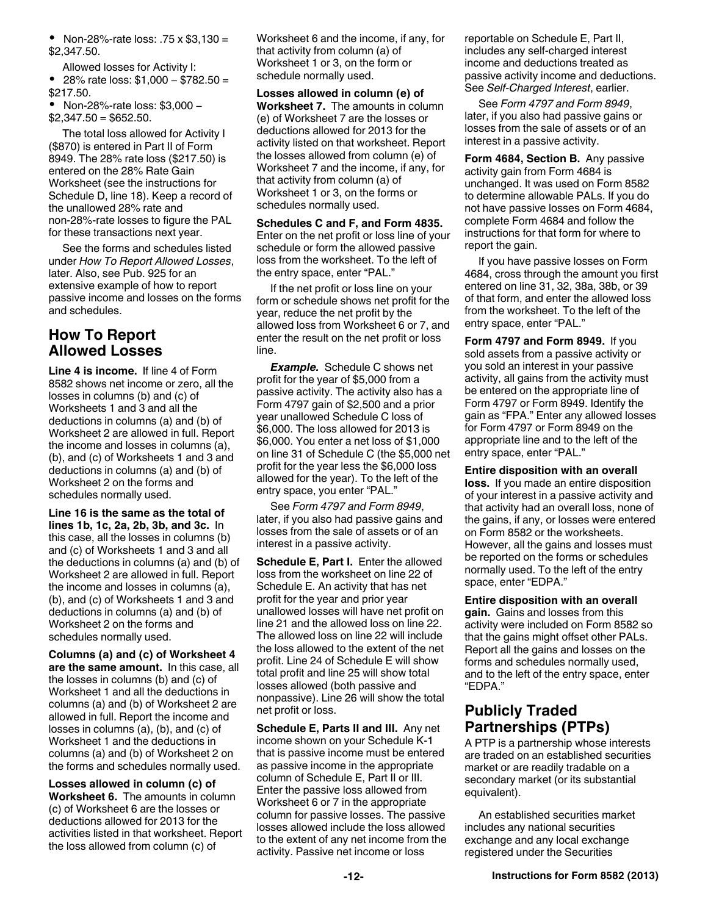- Non-28%-rate loss: .75 x $3,130 = $2,347.50.

Allowed losses for Activity I:

- 28% rate loss: $1,000 − $782.50 = $217.50.
- Non-28%-rate loss: $3,000 − $2,347.50 = $652.50.

The total loss allowed for Activity I ($870) is entered in Part II of Form 8949. The 28% rate loss ($217.50) is entered on the 28% Rate Gain Worksheet (see the instructions for Schedule D, line 18). Keep a record of the unallowed 28% rate and non-28%-rate losses to figure the PAL for these transactions next year.

See the forms and schedules listed under *How To Report Allowed Losses*, later. Also, see Pub. 925 for an extensive example of how to report passive income and losses on the forms and schedules.

## How To Report Allowed Losses

**Line 4 is income.** If line 4 of Form 8582 shows net income or zero, all the losses in columns (b) and (c) of Worksheets 1 and 3 and all the deductions in columns (a) and (b) of Worksheet 2 are allowed in full. Report the income and losses in columns (a), (b), and (c) of Worksheets 1 and 3 and deductions in columns (a) and (b) of Worksheet 2 on the forms and schedules normally used.

**Line 16 is the same as the total of lines 1b, 1c, 2a, 2b, 3b, and 3c.** In this case, all the losses in columns (b) and (c) of Worksheets 1 and 3 and all the deductions in columns (a) and (b) of Worksheet 2 are allowed in full. Report the income and losses in columns (a), (b), and (c) of Worksheets 1 and 3 and deductions in columns (a) and (b) of Worksheet 2 on the forms and schedules normally used.

**Columns (a) and (c) of Worksheet 4 are the same amount.** In this case, all the losses in columns (b) and (c) of Worksheet 1 and all the deductions in columns (a) and (b) of Worksheet 2 are allowed in full. Report the income and losses in columns (a), (b), and (c) of Worksheet 1 and the deductions in columns (a) and (b) of Worksheet 2 on the forms and schedules normally used.

**Losses allowed in column (c) of Worksheet 6.** The amounts in column (c) of Worksheet 6 are the losses or deductions allowed for 2013 for the activities listed in that worksheet. Report the loss allowed from column (c) of Worksheet 6 and the income, if any, for that activity from column (a) of Worksheet 1 or 3, on the form or schedule normally used.

**Losses allowed in column (e) of Worksheet 7.** The amounts in column (e) of Worksheet 7 are the losses or deductions allowed for 2013 for the activity listed on that worksheet. Report the losses allowed from column (e) of Worksheet 7 and the income, if any, for that activity from column (a) of Worksheet 1 or 3, on the forms or schedules normally used.

**Schedules C and F, and Form 4835.** Enter on the net profit or loss line of your schedule or form the allowed passive loss from the worksheet. To the left of the entry space, enter "PAL."

If the net profit or loss line on your form or schedule shows net profit for the year, reduce the net profit by the allowed loss from Worksheet 6 or 7, and enter the result on the net profit or loss line.

***Example.*** Schedule C shows net profit for the year of $5,000 from a passive activity. The activity also has a Form 4797 gain of $2,500 and a prior year unallowed Schedule C loss of $6,000. The loss allowed for 2013 is $6,000. You enter a net loss of $1,000 on line 31 of Schedule C (the $5,000 net profit for the year less the $6,000 loss allowed for the year). To the left of the entry space, you enter "PAL."

See *Form 4797 and Form 8949*, later, if you also had passive gains and losses from the sale of assets or of an interest in a passive activity.

**Schedule E, Part I.** Enter the allowed loss from the worksheet on line 22 of Schedule E. An activity that has net profit for the year and prior year unallowed losses will have net profit on line 21 and the allowed loss on line 22. The allowed loss on line 22 will include the loss allowed to the extent of the net profit. Line 24 of Schedule E will show total profit and line 25 will show total losses allowed (both passive and nonpassive). Line 26 will show the total net profit or loss.

**Schedule E, Parts II and III.** Any net income shown on your Schedule K-1 that is passive income must be entered as passive income in the appropriate column of Schedule E, Part II or III. Enter the passive loss allowed from Worksheet 6 or 7 in the appropriate column for passive losses. The passive losses allowed include the loss allowed to the extent of any net income from the activity. Passive net income or loss reportable on Schedule E, Part II, includes any self-charged interest income and deductions treated as passive activity income and deductions. See *Self-Charged Interest*, earlier.

See *Form 4797 and Form 8949*, later, if you also had passive gains or losses from the sale of assets or of an interest in a passive activity.

**Form 4684, Section B.** Any passive activity gain from Form 4684 is unchanged. It was used on Form 8582 to determine allowable PALs. If you do not have passive losses on Form 4684, complete Form 4684 and follow the instructions for that form for where to report the gain.

If you have passive losses on Form 4684, cross through the amount you first entered on line 31, 32, 38a, 38b, or 39 of that form, and enter the allowed loss from the worksheet. To the left of the entry space, enter "PAL."

**Form 4797 and Form 8949.** If you sold assets from a passive activity or you sold an interest in your passive activity, all gains from the activity must be entered on the appropriate line of Form 4797 or Form 8949. Identify the gain as "FPA." Enter any allowed losses for Form 4797 or Form 8949 on the appropriate line and to the left of the entry space, enter "PAL."

**Entire disposition with an overall loss.** If you made an entire disposition of your interest in a passive activity and that activity had an overall loss, none of the gains, if any, or losses were entered on Form 8582 or the worksheets. However, all the gains and losses must be reported on the forms or schedules normally used. To the left of the entry space, enter "EDPA."

**Entire disposition with an overall gain.** Gains and losses from this activity were included on Form 8582 so that the gains might offset other PALs. Report all the gains and losses on the forms and schedules normally used, and to the left of the entry space, enter "EDPA."

## Publicly Traded Partnerships (PTPs)

A PTP is a partnership whose interests are traded on an established securities market or are readily tradable on a secondary market (or its substantial equivalent).

An established securities market includes any national securities exchange and any local exchange registered under the Securities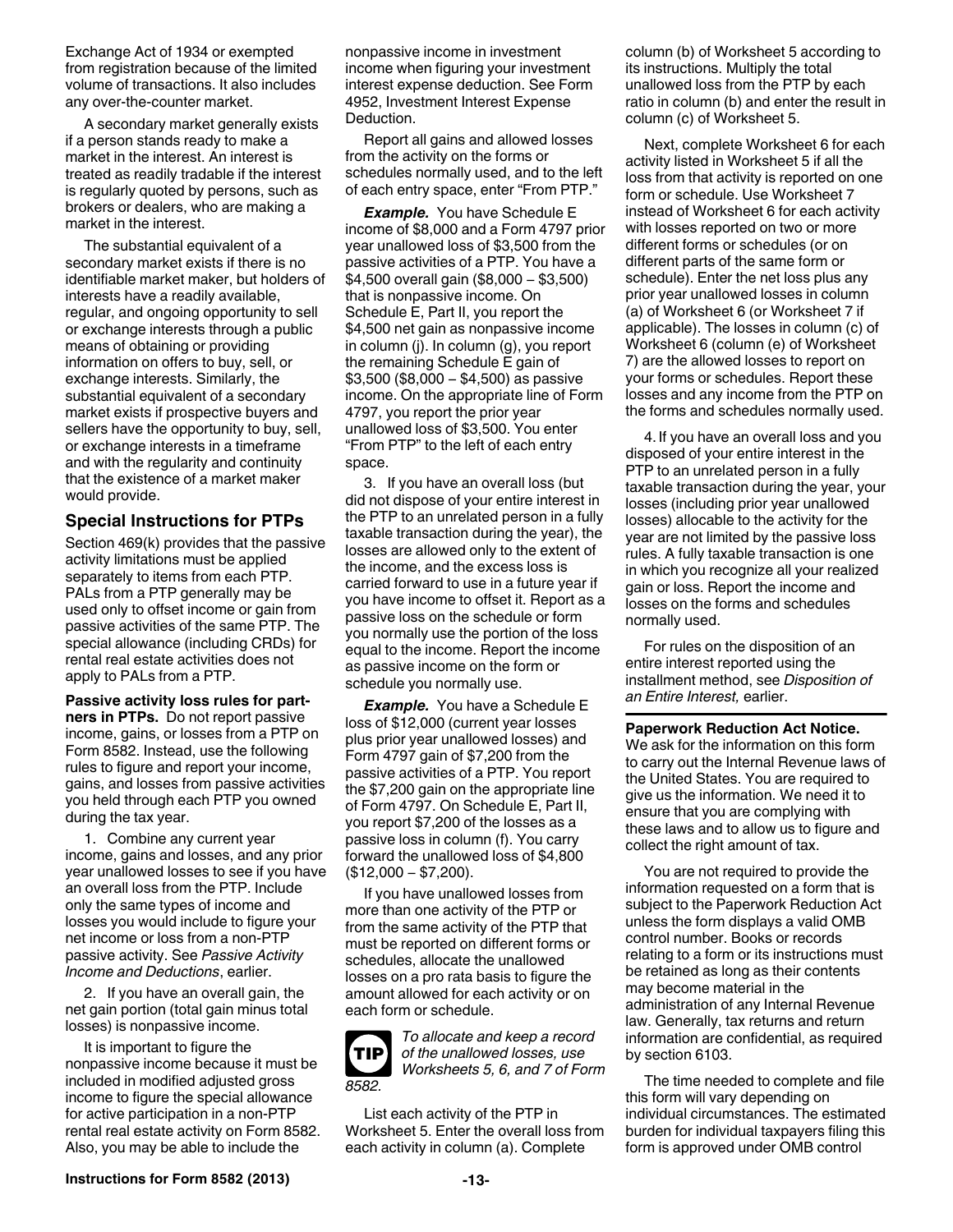Exchange Act of 1934 or exempted from registration because of the limited volume of transactions. It also includes any over-the-counter market.

A secondary market generally exists if a person stands ready to make a market in the interest. An interest is treated as readily tradable if the interest is regularly quoted by persons, such as brokers or dealers, who are making a market in the interest.

The substantial equivalent of a secondary market exists if there is no identifiable market maker, but holders of interests have a readily available, regular, and ongoing opportunity to sell or exchange interests through a public means of obtaining or providing information on offers to buy, sell, or exchange interests. Similarly, the substantial equivalent of a secondary market exists if prospective buyers and sellers have the opportunity to buy, sell, or exchange interests in a timeframe and with the regularity and continuity that the existence of a market maker would provide.

## Special Instructions for PTPs

Section 469(k) provides that the passive activity limitations must be applied separately to items from each PTP. PALs from a PTP generally may be used only to offset income or gain from passive activities of the same PTP. The special allowance (including CRDs) for rental real estate activities does not apply to PALs from a PTP.

**Passive activity loss rules for partners in PTPs.** Do not report passive income, gains, or losses from a PTP on Form 8582. Instead, use the following rules to figure and report your income, gains, and losses from passive activities you held through each PTP you owned during the tax year.

1. Combine any current year income, gains and losses, and any prior year unallowed losses to see if you have an overall loss from the PTP. Include only the same types of income and losses you would include to figure your net income or loss from a non-PTP passive activity. See *Passive Activity Income and Deductions*, earlier.

2. If you have an overall gain, the net gain portion (total gain minus total losses) is nonpassive income.

It is important to figure the nonpassive income because it must be included in modified adjusted gross income to figure the special allowance for active participation in a non-PTP rental real estate activity on Form 8582. Also, you may be able to include the nonpassive income in investment income when figuring your investment interest expense deduction. See Form 4952, Investment Interest Expense Deduction.

Report all gains and allowed losses from the activity on the forms or schedules normally used, and to the left of each entry space, enter "From PTP."

***Example.*** You have Schedule E income of $8,000 and a Form 4797 prior year unallowed loss of $3,500 from the passive activities of a PTP. You have a $4,500 overall gain ($8,000 – $3,500) that is nonpassive income. On Schedule E, Part II, you report the $4,500 net gain as nonpassive income in column (j). In column (g), you report the remaining Schedule E gain of $3,500 ($8,000 – $4,500) as passive income. On the appropriate line of Form 4797, you report the prior year unallowed loss of $3,500. You enter "From PTP" to the left of each entry space.

3. If you have an overall loss (but did not dispose of your entire interest in the PTP to an unrelated person in a fully taxable transaction during the year), the losses are allowed only to the extent of the income, and the excess loss is carried forward to use in a future year if you have income to offset it. Report as a passive loss on the schedule or form you normally use the portion of the loss equal to the income. Report the income as passive income on the form or schedule you normally use.

***Example.*** You have a Schedule E loss of $12,000 (current year losses plus prior year unallowed losses) and Form 4797 gain of $7,200 from the passive activities of a PTP. You report the $7,200 gain on the appropriate line of Form 4797. On Schedule E, Part II, you report $7,200 of the losses as a passive loss in column (f). You carry forward the unallowed loss of $4,800 ($12,000 – $7,200).

If you have unallowed losses from more than one activity of the PTP or from the same activity of the PTP that must be reported on different forms or schedules, allocate the unallowed losses on a pro rata basis to figure the amount allowed for each activity or on each form or schedule.

**TIP** *To allocate and keep a record of the unallowed losses, use Worksheets 5, 6, and 7 of Form 8582.*

List each activity of the PTP in Worksheet 5. Enter the overall loss from each activity in column (a). Complete column (b) of Worksheet 5 according to its instructions. Multiply the total unallowed loss from the PTP by each ratio in column (b) and enter the result in column (c) of Worksheet 5.

Next, complete Worksheet 6 for each activity listed in Worksheet 5 if all the loss from that activity is reported on one form or schedule. Use Worksheet 7 instead of Worksheet 6 for each activity with losses reported on two or more different forms or schedules (or on different parts of the same form or schedule). Enter the net loss plus any prior year unallowed losses in column (a) of Worksheet 6 (or Worksheet 7 if applicable). The losses in column (c) of Worksheet 6 (column (e) of Worksheet 7) are the allowed losses to report on your forms or schedules. Report these losses and any income from the PTP on the forms and schedules normally used.

4. If you have an overall loss and you disposed of your entire interest in the PTP to an unrelated person in a fully taxable transaction during the year, your losses (including prior year unallowed losses) allocable to the activity for the year are not limited by the passive loss rules. A fully taxable transaction is one in which you recognize all your realized gain or loss. Report the income and losses on the forms and schedules normally used.

For rules on the disposition of an entire interest reported using the installment method, see *Disposition of an Entire Interest,* earlier.

**Paperwork Reduction Act Notice.** We ask for the information on this form to carry out the Internal Revenue laws of the United States. You are required to give us the information. We need it to ensure that you are complying with these laws and to allow us to figure and collect the right amount of tax.

You are not required to provide the information requested on a form that is subject to the Paperwork Reduction Act unless the form displays a valid OMB control number. Books or records relating to a form or its instructions must be retained as long as their contents may become material in the administration of any Internal Revenue law. Generally, tax returns and return information are confidential, as required by section 6103.

The time needed to complete and file this form will vary depending on individual circumstances. The estimated burden for individual taxpayers filing this form is approved under OMB control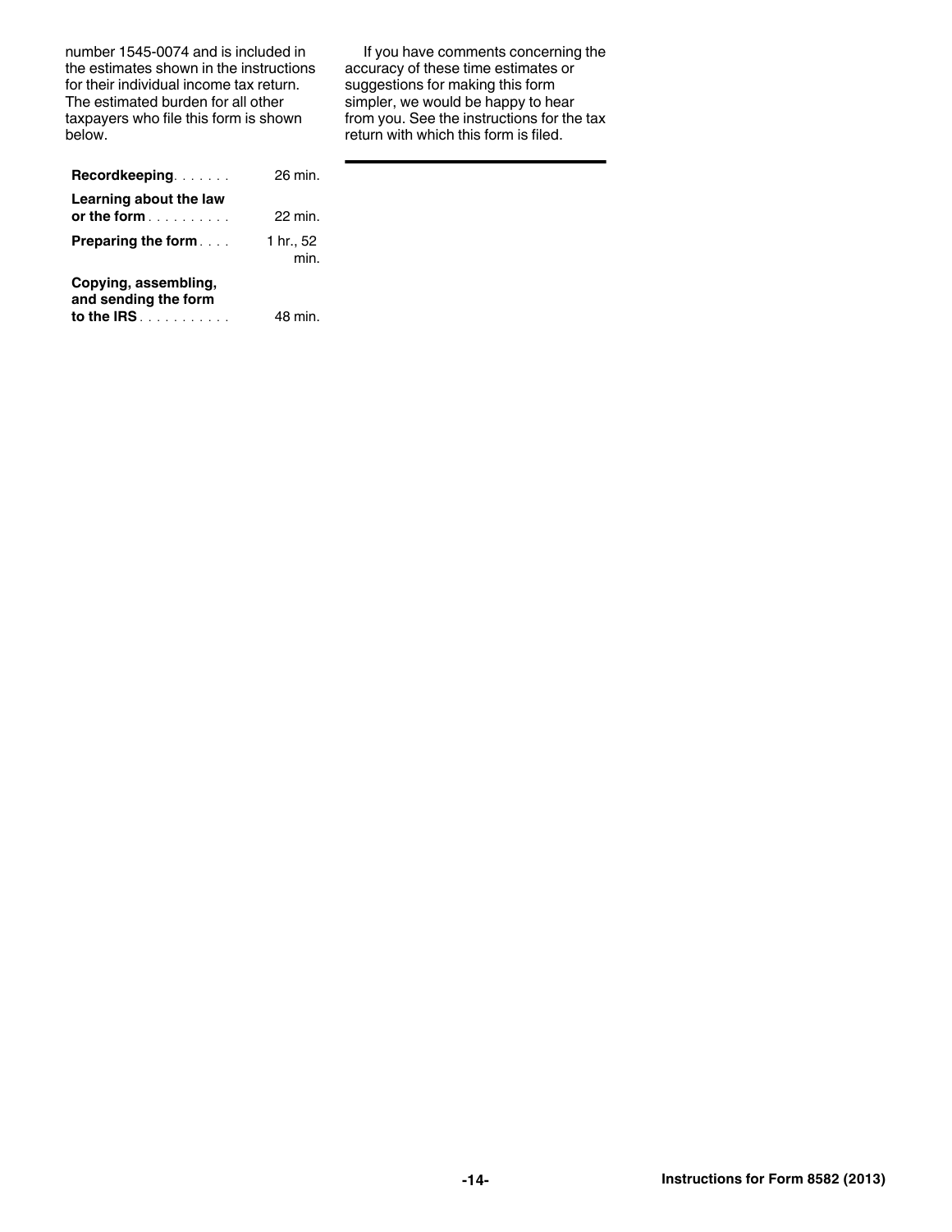number 1545-0074 and is included in the estimates shown in the instructions for their individual income tax return. The estimated burden for all other taxpayers who file this form is shown below.

| | |
|---|---|
| **Recordkeeping** | 26 min. |
| **Learning about the law or the form** | 22 min. |
| **Preparing the form** | 1 hr., 52 min. |
| **Copying, assembling, and sending the form to the IRS** | 48 min. |

If you have comments concerning the accuracy of these time estimates or suggestions for making this form simpler, we would be happy to hear from you. See the instructions for the tax return with which this form is filed.